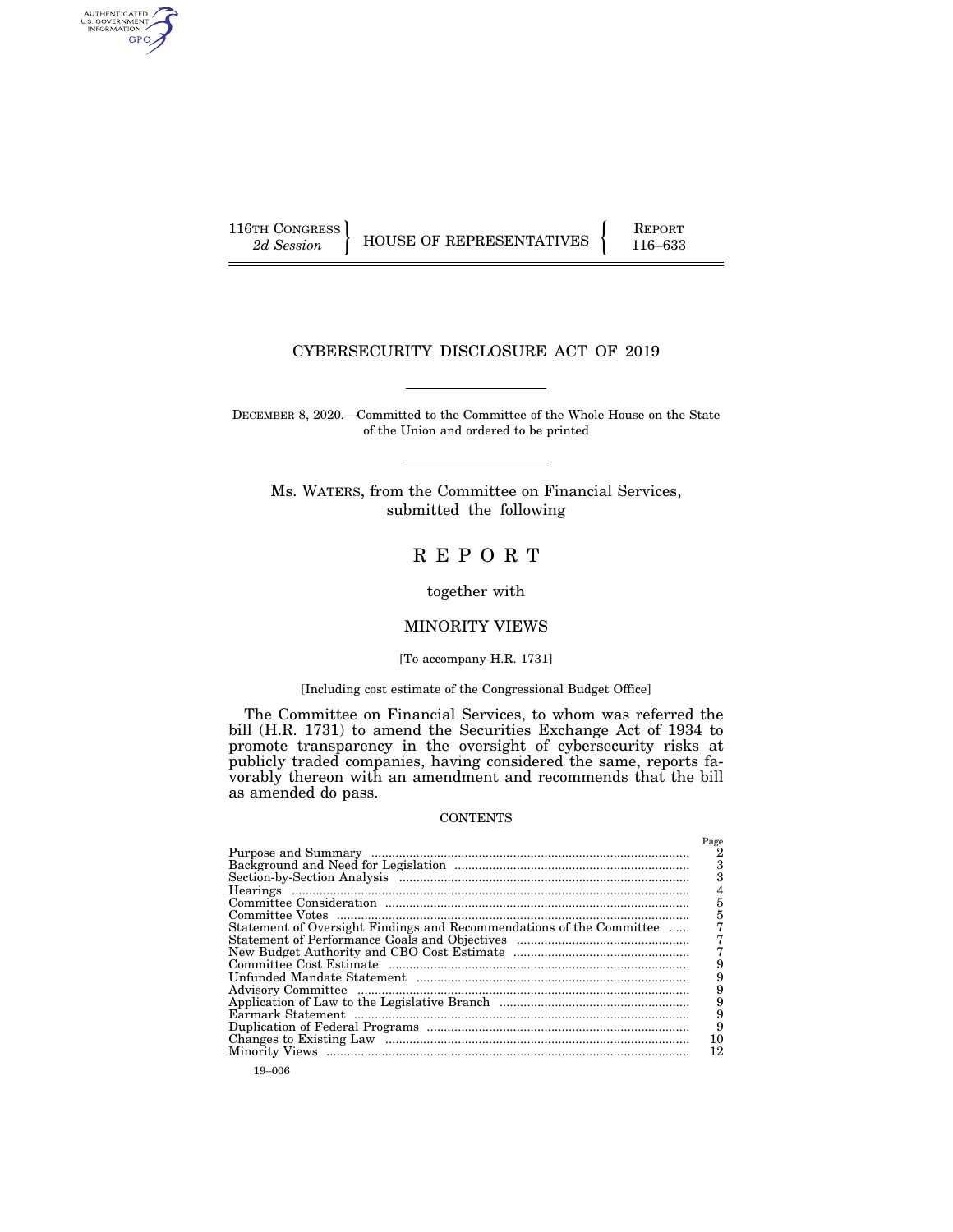116TH CONGRESS
*2d Session*

HOUSE OF REPRESENTATIVES

REPORT
116–633

# CYBERSECURITY DISCLOSURE ACT OF 2019

DECEMBER 8, 2020.—Committed to the Committee of the Whole House on the State of the Union and ordered to be printed

Ms. WATERS, from the Committee on Financial Services, submitted the following

# REPORT

together with

## MINORITY VIEWS

[To accompany H.R. 1731]

[Including cost estimate of the Congressional Budget Office]

The Committee on Financial Services, to whom was referred the bill (H.R. 1731) to amend the Securities Exchange Act of 1934 to promote transparency in the oversight of cybersecurity risks at publicly traded companies, having considered the same, reports favorably thereon with an amendment and recommends that the bill as amended do pass.

CONTENTS

| | Page |
|---|---|
| Purpose and Summary | 2 |
| Background and Need for Legislation | 3 |
| Section-by-Section Analysis | 3 |
| Hearings | 4 |
| Committee Consideration | 5 |
| Committee Votes | 5 |
| Statement of Oversight Findings and Recommendations of the Committee | 7 |
| Statement of Performance Goals and Objectives | 7 |
| New Budget Authority and CBO Cost Estimate | 7 |
| Committee Cost Estimate | 9 |
| Unfunded Mandate Statement | 9 |
| Advisory Committee | 9 |
| Application of Law to the Legislative Branch | 9 |
| Earmark Statement | 9 |
| Duplication of Federal Programs | 9 |
| Changes to Existing Law | 10 |
| Minority Views | 12 |

19–006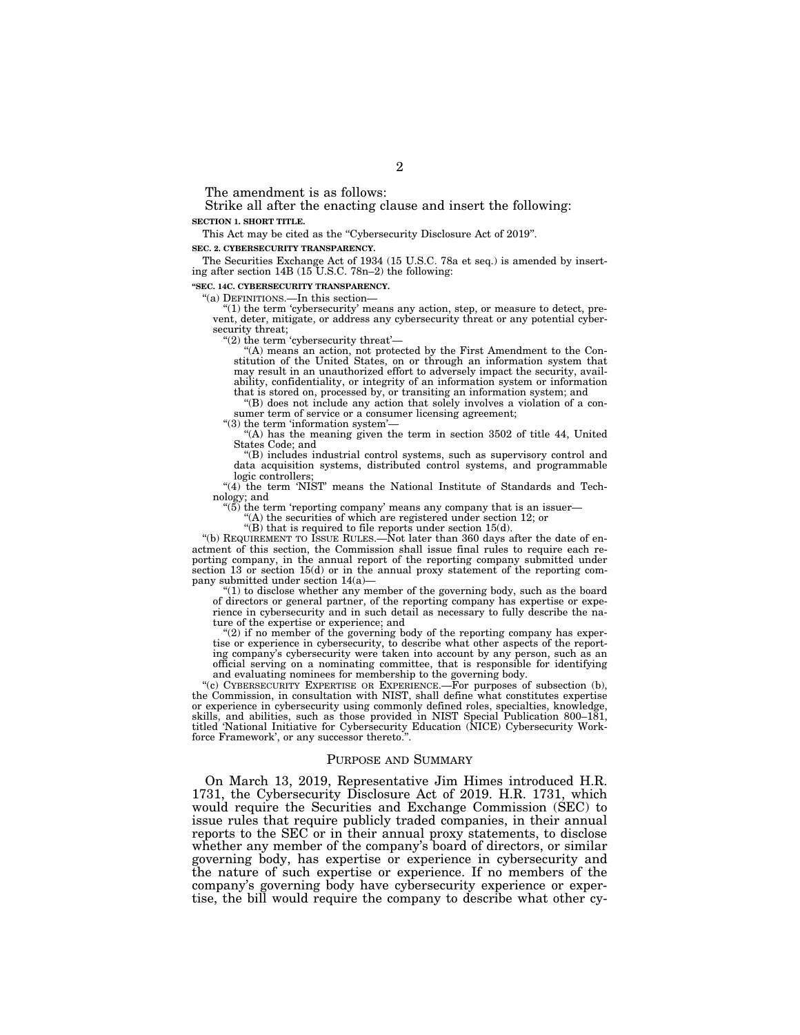The amendment is as follows:

Strike all after the enacting clause and insert the following:

**SECTION 1. SHORT TITLE.**

This Act may be cited as the "Cybersecurity Disclosure Act of 2019".

**SEC. 2. CYBERSECURITY TRANSPARENCY.**

The Securities Exchange Act of 1934 (15 U.S.C. 78a et seq.) is amended by inserting after section 14B (15 U.S.C. 78n–2) the following:

**"SEC. 14C. CYBERSECURITY TRANSPARENCY.**

"(a) DEFINITIONS.—In this section—

"(1) the term 'cybersecurity' means any action, step, or measure to detect, prevent, deter, mitigate, or address any cybersecurity threat or any potential cybersecurity threat;

"(2) the term 'cybersecurity threat'—

"(A) means an action, not protected by the First Amendment to the Constitution of the United States, on or through an information system that may result in an unauthorized effort to adversely impact the security, availability, confidentiality, or integrity of an information system or information that is stored on, processed by, or transiting an information system; and

"(B) does not include any action that solely involves a violation of a consumer term of service or a consumer licensing agreement;

"(3) the term 'information system'—

"(A) has the meaning given the term in section 3502 of title 44, United States Code; and

"(B) includes industrial control systems, such as supervisory control and data acquisition systems, distributed control systems, and programmable logic controllers;

"(4) the term 'NIST' means the National Institute of Standards and Technology; and

"(5) the term 'reporting company' means any company that is an issuer—

"(A) the securities of which are registered under section 12; or

"(B) that is required to file reports under section 15(d).

"(b) REQUIREMENT TO ISSUE RULES.—Not later than 360 days after the date of enactment of this section, the Commission shall issue final rules to require each reporting company, in the annual report of the reporting company submitted under section 13 or section 15(d) or in the annual proxy statement of the reporting company submitted under section 14(a)—

"(1) to disclose whether any member of the governing body, such as the board of directors or general partner, of the reporting company has expertise or experience in cybersecurity and in such detail as necessary to fully describe the nature of the expertise or experience; and

"(2) if no member of the governing body of the reporting company has expertise or experience in cybersecurity, to describe what other aspects of the reporting company's cybersecurity were taken into account by any person, such as an official serving on a nominating committee, that is responsible for identifying and evaluating nominees for membership to the governing body.

"(c) CYBERSECURITY EXPERTISE OR EXPERIENCE.—For purposes of subsection (b), the Commission, in consultation with NIST, shall define what constitutes expertise or experience in cybersecurity using commonly defined roles, specialties, knowledge, skills, and abilities, such as those provided in NIST Special Publication 800–181, titled 'National Initiative for Cybersecurity Education (NICE) Cybersecurity Workforce Framework', or any successor thereto.".

## PURPOSE AND SUMMARY

On March 13, 2019, Representative Jim Himes introduced H.R. 1731, the Cybersecurity Disclosure Act of 2019. H.R. 1731, which would require the Securities and Exchange Commission (SEC) to issue rules that require publicly traded companies, in their annual reports to the SEC or in their annual proxy statements, to disclose whether any member of the company's board of directors, or similar governing body, has expertise or experience in cybersecurity and the nature of such expertise or experience. If no members of the company's governing body have cybersecurity experience or expertise, the bill would require the company to describe what other cy-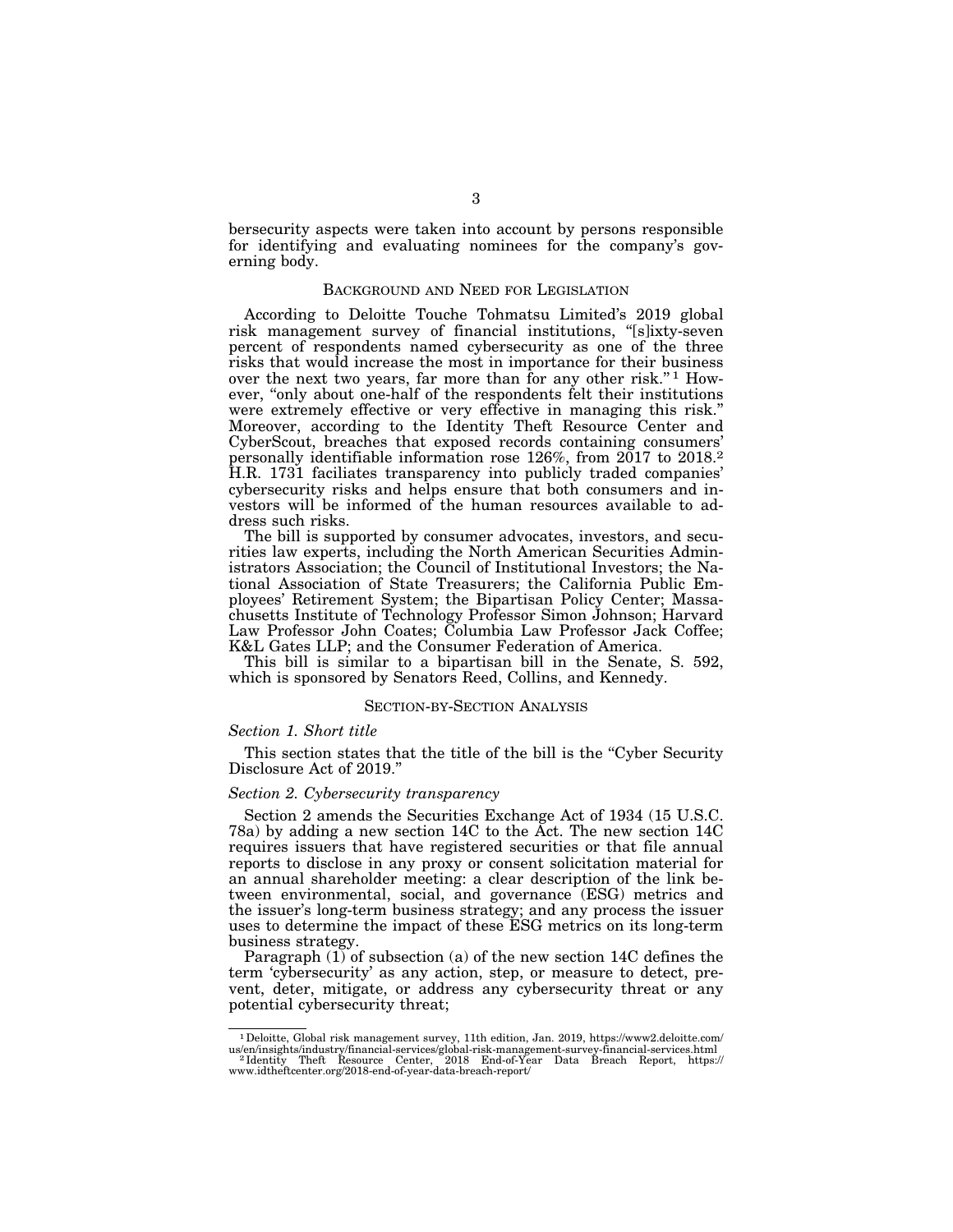bersecurity aspects were taken into account by persons responsible for identifying and evaluating nominees for the company's governing body.

## BACKGROUND AND NEED FOR LEGISLATION

According to Deloitte Touche Tohmatsu Limited's 2019 global risk management survey of financial institutions, "[s]ixty-seven percent of respondents named cybersecurity as one of the three risks that would increase the most in importance for their business over the next two years, far more than for any other risk."[1] However, "only about one-half of the respondents felt their institutions were extremely effective or very effective in managing this risk." Moreover, according to the Identity Theft Resource Center and CyberScout, breaches that exposed records containing consumers' personally identifiable information rose 126%, from 2017 to 2018.[2] H.R. 1731 faciliates transparency into publicly traded companies' cybersecurity risks and helps ensure that both consumers and investors will be informed of the human resources available to address such risks.

The bill is supported by consumer advocates, investors, and securities law experts, including the North American Securities Administrators Association; the Council of Institutional Investors; the National Association of State Treasurers; the California Public Employees' Retirement System; the Bipartisan Policy Center; Massachusetts Institute of Technology Professor Simon Johnson; Harvard Law Professor John Coates; Columbia Law Professor Jack Coffee; K&L Gates LLP; and the Consumer Federation of America.

This bill is similar to a bipartisan bill in the Senate, S. 592, which is sponsored by Senators Reed, Collins, and Kennedy.

## SECTION-BY-SECTION ANALYSIS

### *Section 1. Short title*

This section states that the title of the bill is the "Cyber Security Disclosure Act of 2019."

### *Section 2. Cybersecurity transparency*

Section 2 amends the Securities Exchange Act of 1934 (15 U.S.C. 78a) by adding a new section 14C to the Act. The new section 14C requires issuers that have registered securities or that file annual reports to disclose in any proxy or consent solicitation material for an annual shareholder meeting: a clear description of the link between environmental, social, and governance (ESG) metrics and the issuer's long-term business strategy; and any process the issuer uses to determine the impact of these ESG metrics on its long-term business strategy.

Paragraph (1) of subsection (a) of the new section 14C defines the term 'cybersecurity' as any action, step, or measure to detect, prevent, deter, mitigate, or address any cybersecurity threat or any potential cybersecurity threat;

---

[1] Deloitte, Global risk management survey, 11th edition, Jan. 2019, https://www2.deloitte.com/us/en/insights/industry/financial-services/global-risk-management-survey-financial-services.html

[2] Identity Theft Resource Center, 2018 End-of-Year Data Breach Report, https://www.idtheftcenter.org/2018-end-of-year-data-breach-report/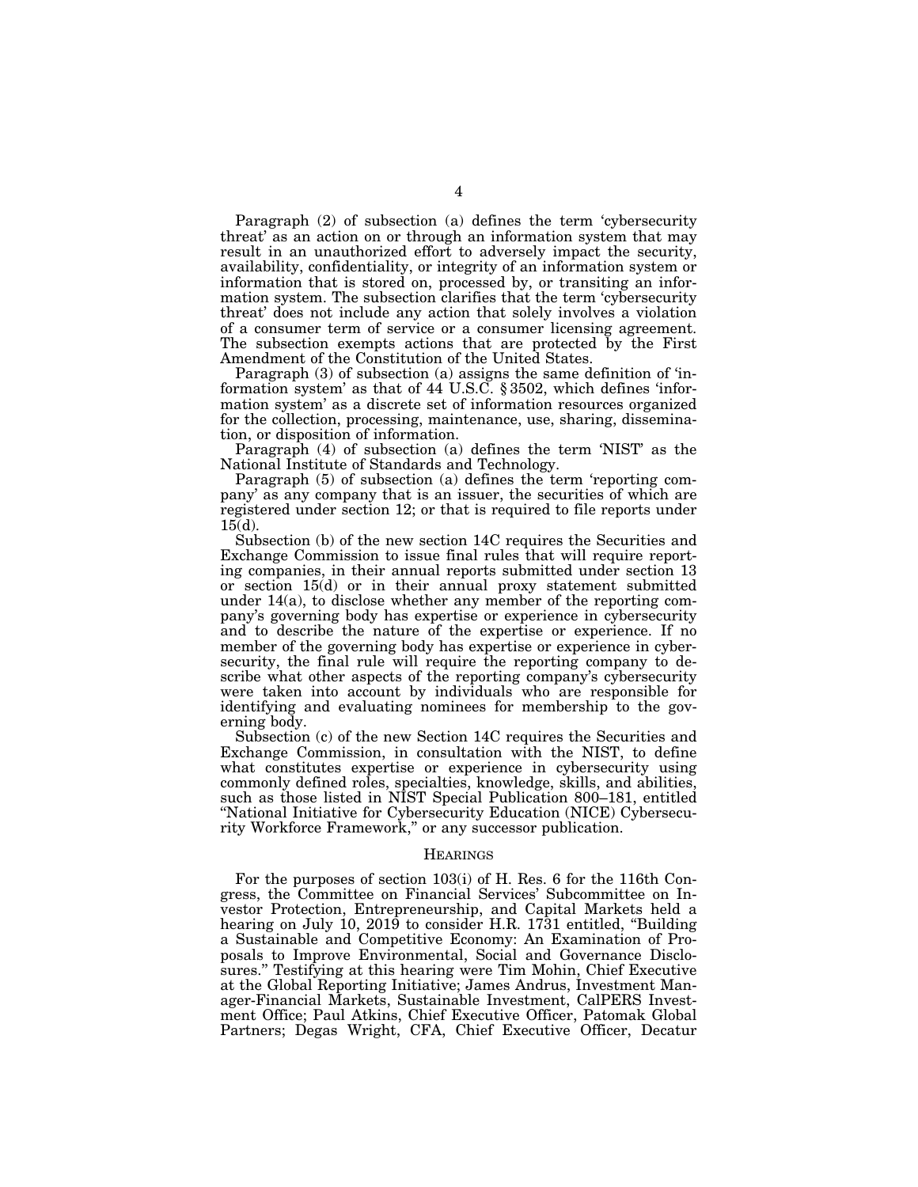Paragraph (2) of subsection (a) defines the term 'cybersecurity threat' as an action on or through an information system that may result in an unauthorized effort to adversely impact the security, availability, confidentiality, or integrity of an information system or information that is stored on, processed by, or transiting an information system. The subsection clarifies that the term 'cybersecurity threat' does not include any action that solely involves a violation of a consumer term of service or a consumer licensing agreement. The subsection exempts actions that are protected by the First Amendment of the Constitution of the United States.

Paragraph (3) of subsection (a) assigns the same definition of 'information system' as that of 44 U.S.C. § 3502, which defines 'information system' as a discrete set of information resources organized for the collection, processing, maintenance, use, sharing, dissemination, or disposition of information.

Paragraph (4) of subsection (a) defines the term 'NIST' as the National Institute of Standards and Technology.

Paragraph (5) of subsection (a) defines the term 'reporting company' as any company that is an issuer, the securities of which are registered under section 12; or that is required to file reports under 15(d).

Subsection (b) of the new section 14C requires the Securities and Exchange Commission to issue final rules that will require reporting companies, in their annual reports submitted under section 13 or section 15(d) or in their annual proxy statement submitted under 14(a), to disclose whether any member of the reporting company's governing body has expertise or experience in cybersecurity and to describe the nature of the expertise or experience. If no member of the governing body has expertise or experience in cybersecurity, the final rule will require the reporting company to describe what other aspects of the reporting company's cybersecurity were taken into account by individuals who are responsible for identifying and evaluating nominees for membership to the governing body.

Subsection (c) of the new Section 14C requires the Securities and Exchange Commission, in consultation with the NIST, to define what constitutes expertise or experience in cybersecurity using commonly defined roles, specialties, knowledge, skills, and abilities, such as those listed in NIST Special Publication 800–181, entitled "National Initiative for Cybersecurity Education (NICE) Cybersecurity Workforce Framework," or any successor publication.

## HEARINGS

For the purposes of section 103(i) of H. Res. 6 for the 116th Congress, the Committee on Financial Services' Subcommittee on Investor Protection, Entrepreneurship, and Capital Markets held a hearing on July 10, 2019 to consider H.R. 1731 entitled, "Building a Sustainable and Competitive Economy: An Examination of Proposals to Improve Environmental, Social and Governance Disclosures." Testifying at this hearing were Tim Mohin, Chief Executive at the Global Reporting Initiative; James Andrus, Investment Manager-Financial Markets, Sustainable Investment, CalPERS Investment Office; Paul Atkins, Chief Executive Officer, Patomak Global Partners; Degas Wright, CFA, Chief Executive Officer, Decatur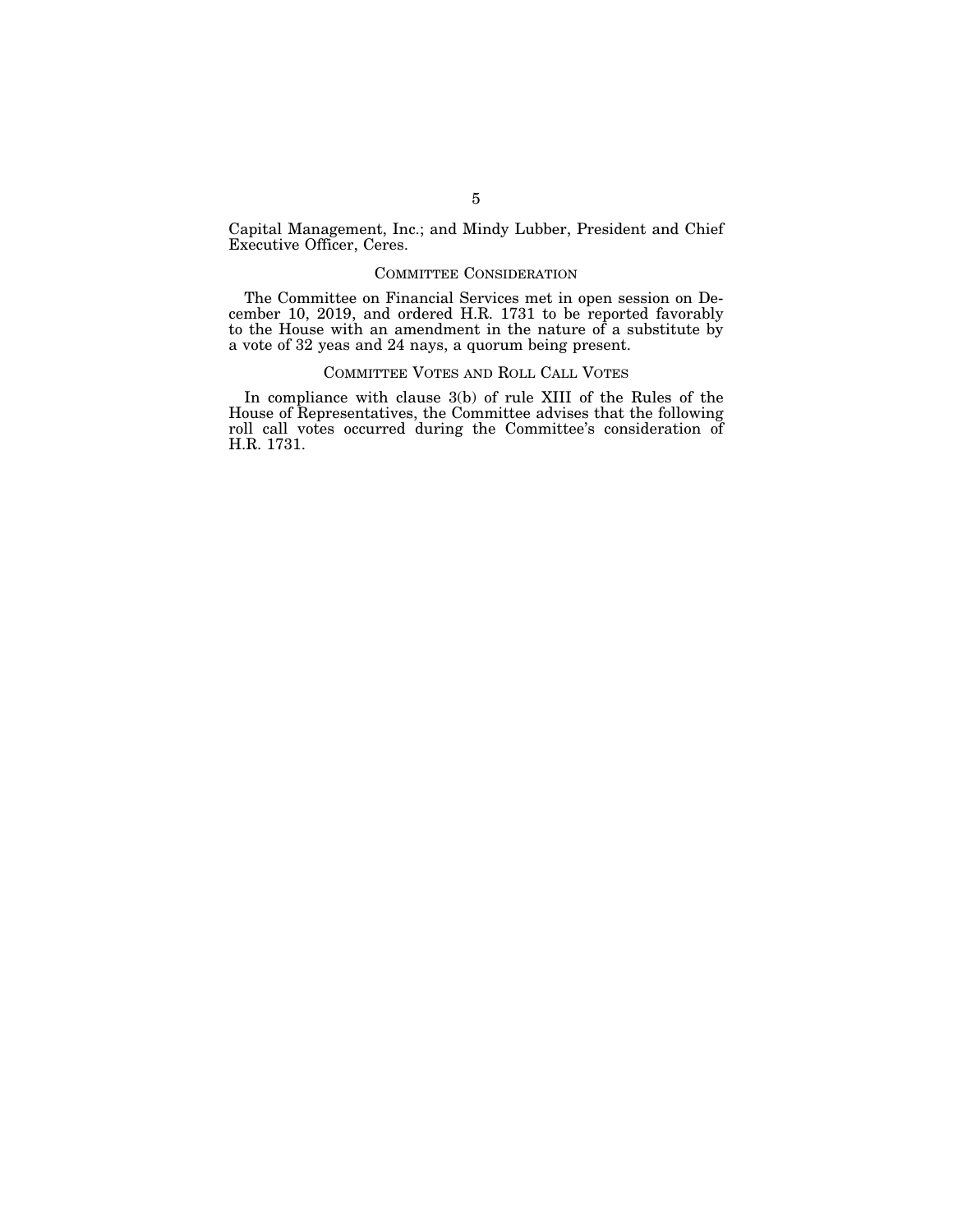Capital Management, Inc.; and Mindy Lubber, President and Chief Executive Officer, Ceres.

## COMMITTEE CONSIDERATION

The Committee on Financial Services met in open session on December 10, 2019, and ordered H.R. 1731 to be reported favorably to the House with an amendment in the nature of a substitute by a vote of 32 yeas and 24 nays, a quorum being present.

## COMMITTEE VOTES AND ROLL CALL VOTES

In compliance with clause 3(b) of rule XIII of the Rules of the House of Representatives, the Committee advises that the following roll call votes occurred during the Committee's consideration of H.R. 1731.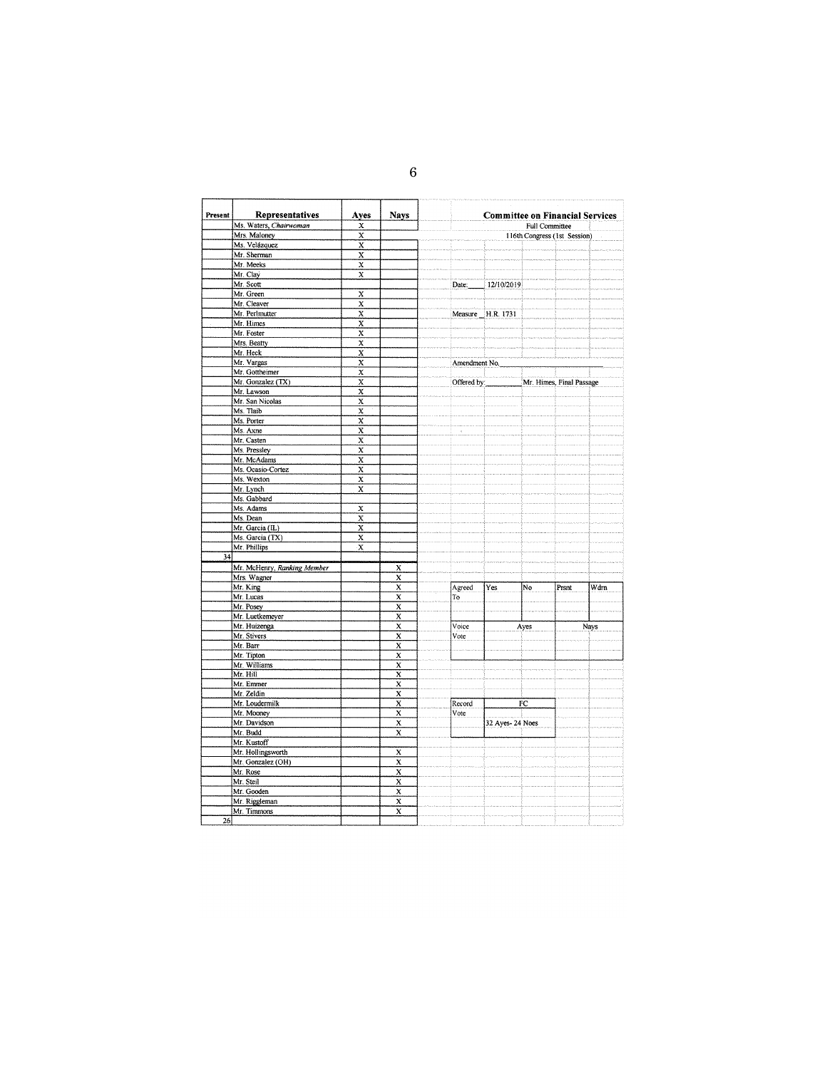| Present | Representatives | Ayes | Nays |
|---|---|---|---|
| | Ms. Waters, *Chairwoman* | X | |
| | Mrs. Maloney | X | |
| | Ms. Velázquez | X | |
| | Mr. Sherman | X | |
| | Mr. Meeks | X | |
| | Mr. Clay | X | |
| | Mr. Scott | | |
| | Mr. Green | X | |
| | Mr. Cleaver | X | |
| | Mr. Perlmutter | X | |
| | Mr. Himes | X | |
| | Mr. Foster | X | |
| | Mrs. Beatty | X | |
| | Mr. Heck | X | |
| | Mr. Vargas | X | |
| | Mr. Gottheimer | X | |
| | Mr. Gonzalez (TX) | X | |
| | Mr. Lawson | X | |
| | Mr. San Nicolas | X | |
| | Ms. Tlaib | X | |
| | Ms. Porter | X | |
| | Ms. Axne | X | |
| | Mr. Casten | X | |
| | Ms. Pressley | X | |
| | Mr. McAdams | X | |
| | Ms. Ocasio-Cortez | X | |
| | Ms. Wexton | X | |
| | Mr. Lynch | X | |
| | Ms. Gabbard | | |
| | Ms. Adams | X | |
| | Ms. Dean | X | |
| | Mr. Garcia (IL) | X | |
| | Ms. Garcia (TX) | X | |
| | Mr. Phillips | X | |
| 34 | | | |
| | Mr. McHenry, *Ranking Member* | | X |
| | Mrs. Wagner | | X |
| | Mr. King | | X |
| | Mr. Lucas | | X |
| | Mr. Posey | | X |
| | Mr. Luetkemeyer | | X |
| | Mr. Huizenga | | X |
| | Mr. Stivers | | X |
| | Mr. Barr | | X |
| | Mr. Tipton | | X |
| | Mr. Williams | | X |
| | Mr. Hill | | X |
| | Mr. Emmer | | X |
| | Mr. Zeldin | | X |
| | Mr. Loudermilk | | X |
| | Mr. Mooney | | X |
| | Mr. Davidson | | X |
| | Mr. Budd | | X |
| | Mr. Kustoff | | |
| | Mr. Hollingsworth | | X |
| | Mr. Gonzalez (OH) | | X |
| | Mr. Rose | | X |
| | Mr. Steil | | X |
| | Mr. Gooden | | X |
| | Mr. Riggleman | | X |
| | Mr. Timmons | | X |
| 26 | | | |

**Committee on Financial Services**

Full Committee

116th Congress (1st Session)

Date: 12/10/2019

Measure: H.R. 1731

Amendment No.

Offered by: Mr. Himes, Final Passage

| Agreed To | Yes | No | Prsnt | Wdrn |
|---|---|---|---|---|
| | | | | |

| Voice Vote | Ayes | Nays |
|---|---|---|
| | | |

| Record Vote | FC |
|---|---|
| | 32 Ayes- 24 Noes |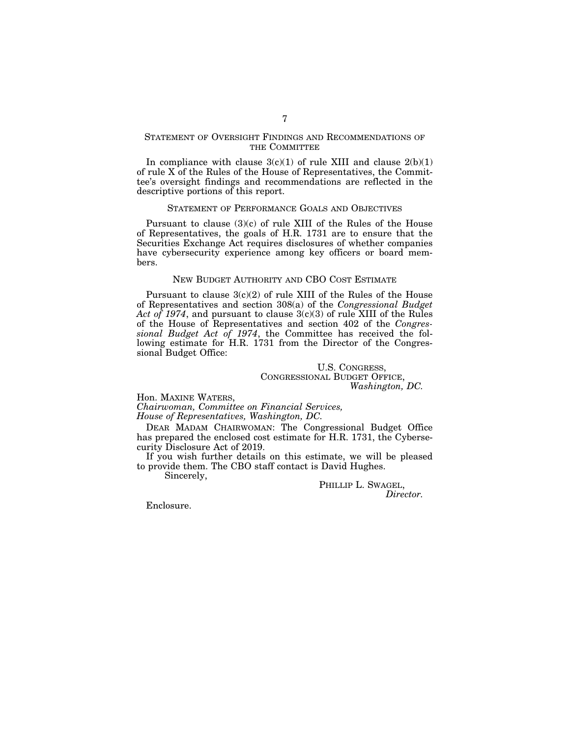## Statement of Oversight Findings and Recommendations of the Committee

In compliance with clause 3(c)(1) of rule XIII and clause 2(b)(1) of rule X of the Rules of the House of Representatives, the Committee's oversight findings and recommendations are reflected in the descriptive portions of this report.

## Statement of Performance Goals and Objectives

Pursuant to clause (3)(c) of rule XIII of the Rules of the House of Representatives, the goals of H.R. 1731 are to ensure that the Securities Exchange Act requires disclosures of whether companies have cybersecurity experience among key officers or board members.

## New Budget Authority and CBO Cost Estimate

Pursuant to clause 3(c)(2) of rule XIII of the Rules of the House of Representatives and section 308(a) of the *Congressional Budget Act of 1974*, and pursuant to clause 3(c)(3) of rule XIII of the Rules of the House of Representatives and section 402 of the *Congressional Budget Act of 1974*, the Committee has received the following estimate for H.R. 1731 from the Director of the Congressional Budget Office:

U.S. Congress,
Congressional Budget Office,
*Washington, DC.*

Hon. Maxine Waters,
*Chairwoman, Committee on Financial Services,*
*House of Representatives, Washington, DC.*

Dear Madam Chairwoman: The Congressional Budget Office has prepared the enclosed cost estimate for H.R. 1731, the Cybersecurity Disclosure Act of 2019.

If you wish further details on this estimate, we will be pleased to provide them. The CBO staff contact is David Hughes.

Sincerely,

Phillip L. Swagel,
*Director.*

Enclosure.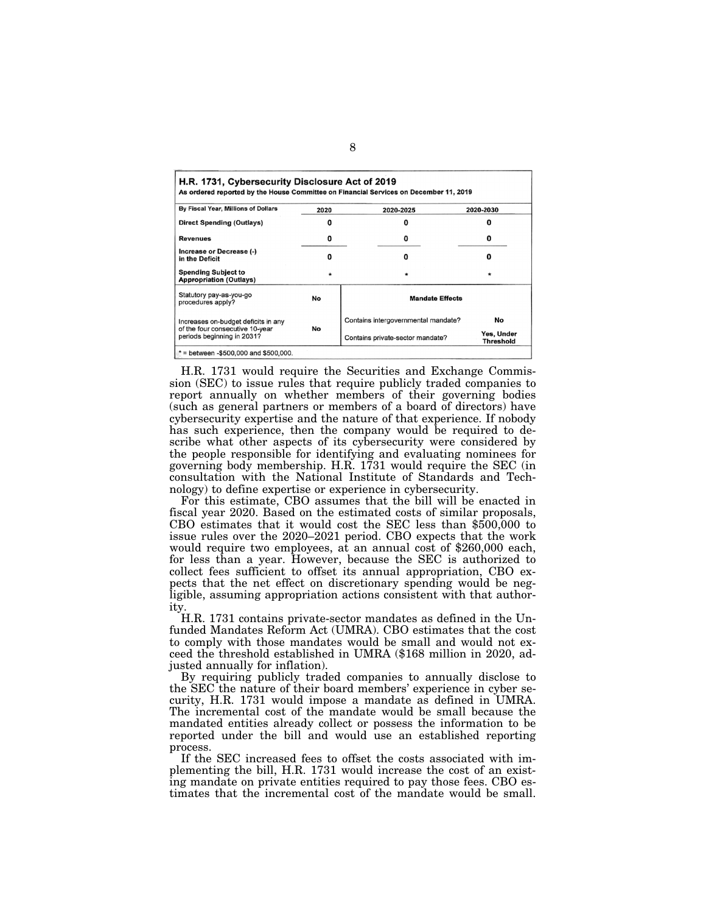**H.R. 1731, Cybersecurity Disclosure Act of 2019**
**As ordered reported by the House Committee on Financial Services on December 11, 2019**

| By Fiscal Year, Millions of Dollars | 2020 | 2020-2025 | 2020-2030 |
|---|---|---|---|
| Direct Spending (Outlays) | 0 | 0 | 0 |
| Revenues | 0 | 0 | 0 |
| Increase or Decrease (-) in the Deficit | 0 | 0 | 0 |
| Spending Subject to Appropriation (Outlays) | * | * | * |

| Statutory pay-as-you-go procedures apply? | No | Mandate Effects | |
|---|---|---|---|
| Increases on-budget deficits in any of the four consecutive 10-year periods beginning in 2031? | No | Contains intergovernmental mandate? | No |
| | | Contains private-sector mandate? | Yes, Under Threshold |

* = between -$500,000 and $500,000.

H.R. 1731 would require the Securities and Exchange Commission (SEC) to issue rules that require publicly traded companies to report annually on whether members of their governing bodies (such as general partners or members of a board of directors) have cybersecurity expertise and the nature of that experience. If nobody has such experience, then the company would be required to describe what other aspects of its cybersecurity were considered by the people responsible for identifying and evaluating nominees for governing body membership. H.R. 1731 would require the SEC (in consultation with the National Institute of Standards and Technology) to define expertise or experience in cybersecurity.

For this estimate, CBO assumes that the bill will be enacted in fiscal year 2020. Based on the estimated costs of similar proposals, CBO estimates that it would cost the SEC less than $500,000 to issue rules over the 2020–2021 period. CBO expects that the work would require two employees, at an annual cost of $260,000 each, for less than a year. However, because the SEC is authorized to collect fees sufficient to offset its annual appropriation, CBO expects that the net effect on discretionary spending would be negligible, assuming appropriation actions consistent with that authority.

H.R. 1731 contains private-sector mandates as defined in the Unfunded Mandates Reform Act (UMRA). CBO estimates that the cost to comply with those mandates would be small and would not exceed the threshold established in UMRA ($168 million in 2020, adjusted annually for inflation).

By requiring publicly traded companies to annually disclose to the SEC the nature of their board members' experience in cyber security, H.R. 1731 would impose a mandate as defined in UMRA. The incremental cost of the mandate would be small because the mandated entities already collect or possess the information to be reported under the bill and would use an established reporting process.

If the SEC increased fees to offset the costs associated with implementing the bill, H.R. 1731 would increase the cost of an existing mandate on private entities required to pay those fees. CBO estimates that the incremental cost of the mandate would be small.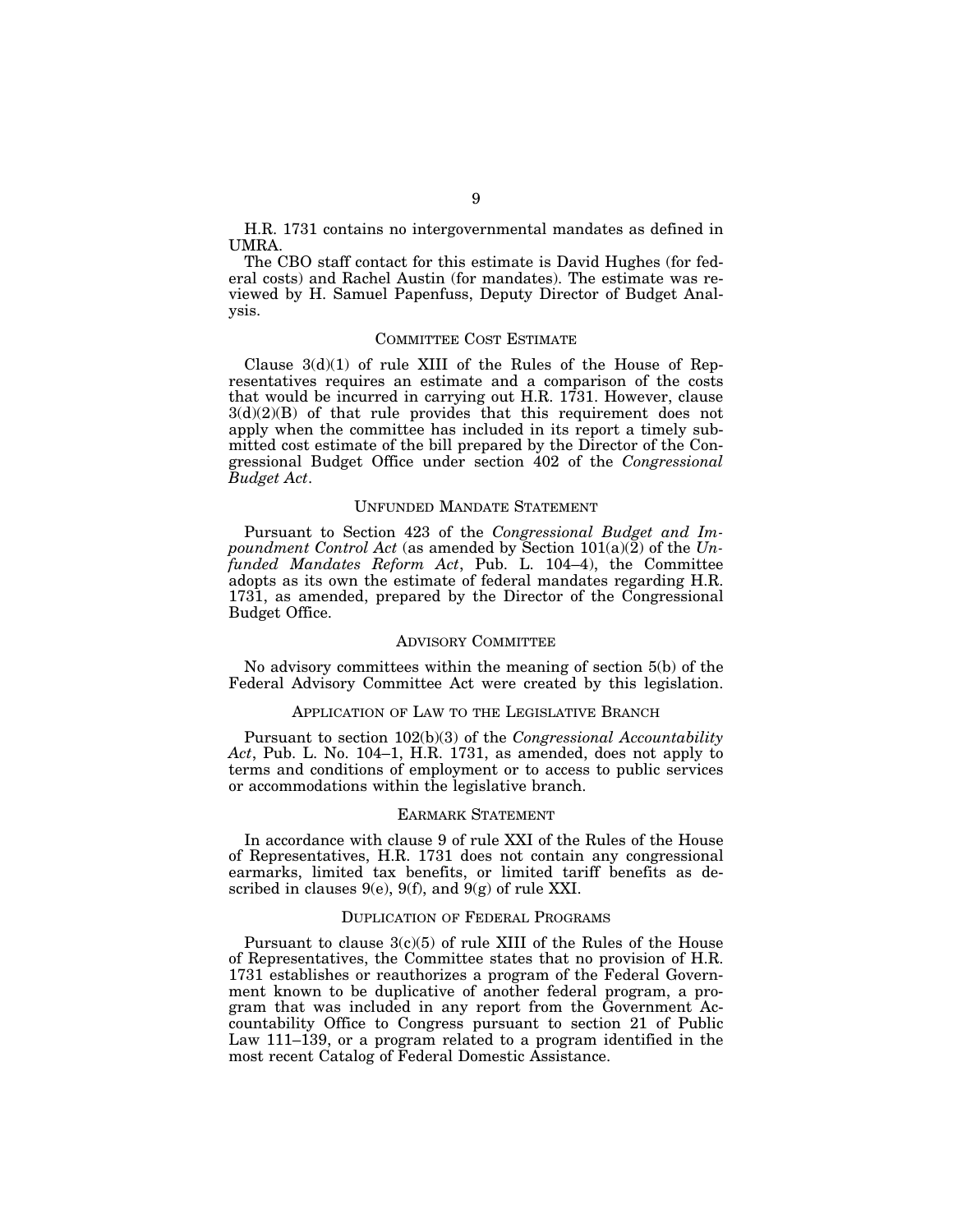H.R. 1731 contains no intergovernmental mandates as defined in UMRA.

The CBO staff contact for this estimate is David Hughes (for federal costs) and Rachel Austin (for mandates). The estimate was reviewed by H. Samuel Papenfuss, Deputy Director of Budget Analysis.

## COMMITTEE COST ESTIMATE

Clause 3(d)(1) of rule XIII of the Rules of the House of Representatives requires an estimate and a comparison of the costs that would be incurred in carrying out H.R. 1731. However, clause 3(d)(2)(B) of that rule provides that this requirement does not apply when the committee has included in its report a timely submitted cost estimate of the bill prepared by the Director of the Congressional Budget Office under section 402 of the *Congressional Budget Act*.

## UNFUNDED MANDATE STATEMENT

Pursuant to Section 423 of the *Congressional Budget and Impoundment Control Act* (as amended by Section 101(a)(2) of the *Unfunded Mandates Reform Act*, Pub. L. 104–4), the Committee adopts as its own the estimate of federal mandates regarding H.R. 1731, as amended, prepared by the Director of the Congressional Budget Office.

## ADVISORY COMMITTEE

No advisory committees within the meaning of section 5(b) of the Federal Advisory Committee Act were created by this legislation.

## APPLICATION OF LAW TO THE LEGISLATIVE BRANCH

Pursuant to section 102(b)(3) of the *Congressional Accountability Act*, Pub. L. No. 104–1, H.R. 1731, as amended, does not apply to terms and conditions of employment or to access to public services or accommodations within the legislative branch.

## EARMARK STATEMENT

In accordance with clause 9 of rule XXI of the Rules of the House of Representatives, H.R. 1731 does not contain any congressional earmarks, limited tax benefits, or limited tariff benefits as described in clauses 9(e), 9(f), and 9(g) of rule XXI.

## DUPLICATION OF FEDERAL PROGRAMS

Pursuant to clause 3(c)(5) of rule XIII of the Rules of the House of Representatives, the Committee states that no provision of H.R. 1731 establishes or reauthorizes a program of the Federal Government known to be duplicative of another federal program, a program that was included in any report from the Government Accountability Office to Congress pursuant to section 21 of Public Law 111–139, or a program related to a program identified in the most recent Catalog of Federal Domestic Assistance.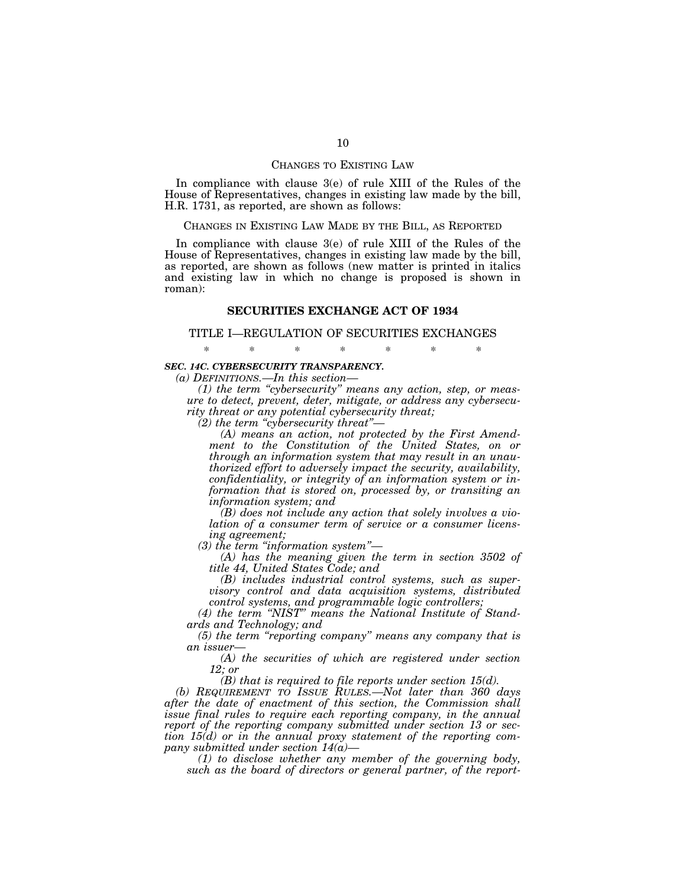CHANGES TO EXISTING LAW

In compliance with clause 3(e) of rule XIII of the Rules of the House of Representatives, changes in existing law made by the bill, H.R. 1731, as reported, are shown as follows:

CHANGES IN EXISTING LAW MADE BY THE BILL, AS REPORTED

In compliance with clause 3(e) of rule XIII of the Rules of the House of Representatives, changes in existing law made by the bill, as reported, are shown as follows (new matter is printed in italics and existing law in which no change is proposed is shown in roman):

## SECURITIES EXCHANGE ACT OF 1934

TITLE I—REGULATION OF SECURITIES EXCHANGES

\* \* \* \* \* \* \*

***SEC. 14C. CYBERSECURITY TRANSPARENCY.***

*(a) DEFINITIONS.—In this section—*

*(1) the term "cybersecurity" means any action, step, or measure to detect, prevent, deter, mitigate, or address any cybersecurity threat or any potential cybersecurity threat;*

*(2) the term "cybersecurity threat"—*

*(A) means an action, not protected by the First Amendment to the Constitution of the United States, on or through an information system that may result in an unauthorized effort to adversely impact the security, availability, confidentiality, or integrity of an information system or information that is stored on, processed by, or transiting an information system; and*

*(B) does not include any action that solely involves a violation of a consumer term of service or a consumer licensing agreement;*

*(3) the term "information system"—*

*(A) has the meaning given the term in section 3502 of title 44, United States Code; and*

*(B) includes industrial control systems, such as supervisory control and data acquisition systems, distributed control systems, and programmable logic controllers;*

*(4) the term "NIST" means the National Institute of Standards and Technology; and*

*(5) the term "reporting company" means any company that is an issuer—*

*(A) the securities of which are registered under section 12; or*

*(B) that is required to file reports under section 15(d).*

*(b) REQUIREMENT TO ISSUE RULES.—Not later than 360 days after the date of enactment of this section, the Commission shall issue final rules to require each reporting company, in the annual report of the reporting company submitted under section 13 or section 15(d) or in the annual proxy statement of the reporting company submitted under section 14(a)—*

*(1) to disclose whether any member of the governing body, such as the board of directors or general partner, of the report-*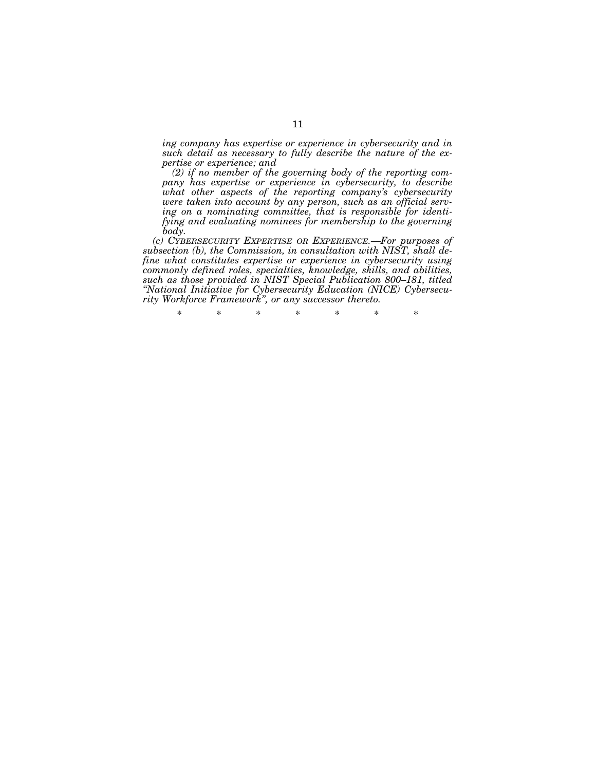*ing company has expertise or experience in cybersecurity and in such detail as necessary to fully describe the nature of the expertise or experience; and*

*(2) if no member of the governing body of the reporting company has expertise or experience in cybersecurity, to describe what other aspects of the reporting company's cybersecurity were taken into account by any person, such as an official serving on a nominating committee, that is responsible for identifying and evaluating nominees for membership to the governing body.*

*(c) CYBERSECURITY EXPERTISE OR EXPERIENCE.—For purposes of subsection (b), the Commission, in consultation with NIST, shall define what constitutes expertise or experience in cybersecurity using commonly defined roles, specialties, knowledge, skills, and abilities, such as those provided in NIST Special Publication 800–181, titled "National Initiative for Cybersecurity Education (NICE) Cybersecurity Workforce Framework", or any successor thereto.*

\* \* \* \* \* \* \*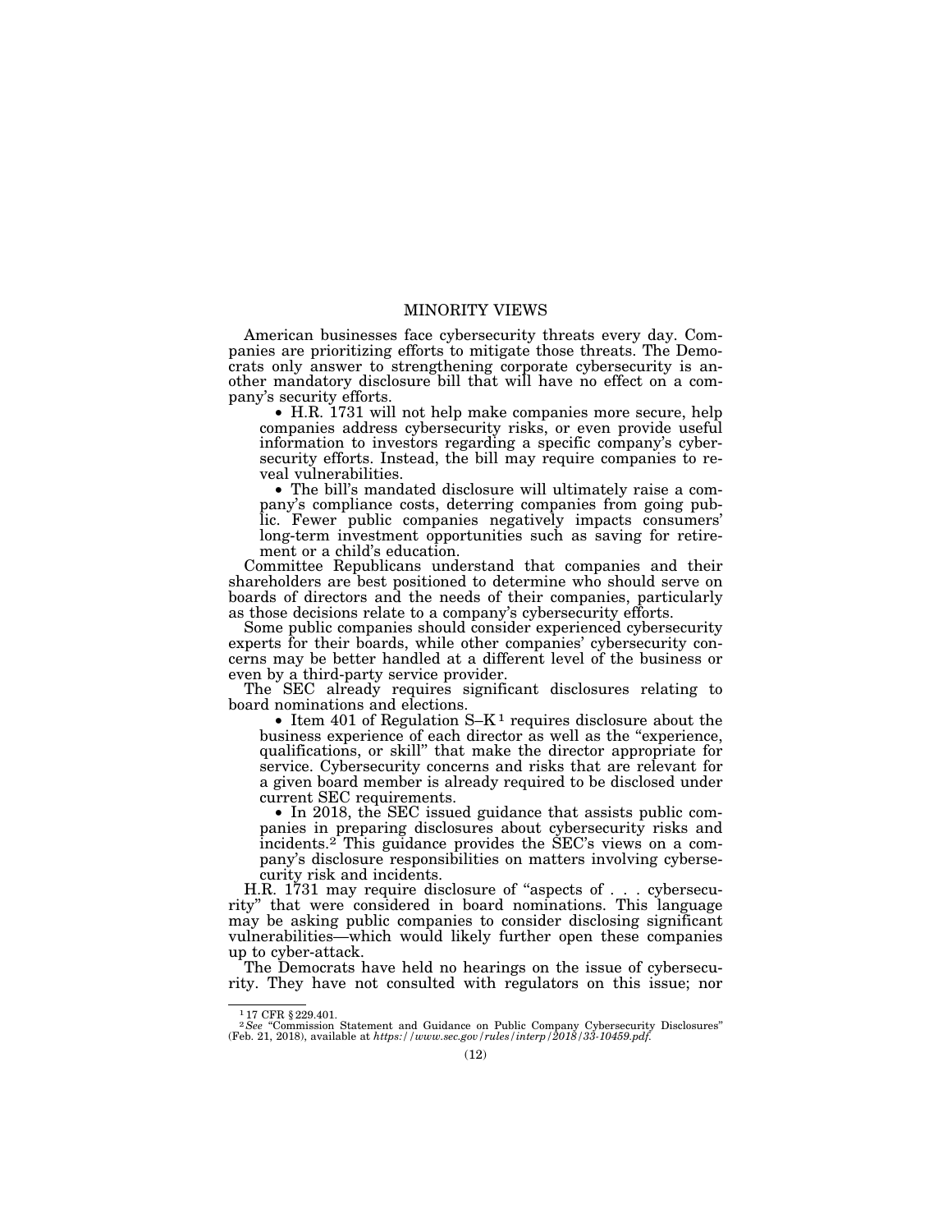## MINORITY VIEWS

American businesses face cybersecurity threats every day. Companies are prioritizing efforts to mitigate those threats. The Democrats only answer to strengthening corporate cybersecurity is another mandatory disclosure bill that will have no effect on a company's security efforts.

- H.R. 1731 will not help make companies more secure, help companies address cybersecurity risks, or even provide useful information to investors regarding a specific company's cybersecurity efforts. Instead, the bill may require companies to reveal vulnerabilities.
- The bill's mandated disclosure will ultimately raise a company's compliance costs, deterring companies from going public. Fewer public companies negatively impacts consumers' long-term investment opportunities such as saving for retirement or a child's education.

Committee Republicans understand that companies and their shareholders are best positioned to determine who should serve on boards of directors and the needs of their companies, particularly as those decisions relate to a company's cybersecurity efforts.

Some public companies should consider experienced cybersecurity experts for their boards, while other companies' cybersecurity concerns may be better handled at a different level of the business or even by a third-party service provider.

The SEC already requires significant disclosures relating to board nominations and elections.

- Item 401 of Regulation S–K[1] requires disclosure about the business experience of each director as well as the "experience, qualifications, or skill" that make the director appropriate for service. Cybersecurity concerns and risks that are relevant for a given board member is already required to be disclosed under current SEC requirements.
- In 2018, the SEC issued guidance that assists public companies in preparing disclosures about cybersecurity risks and incidents.[2] This guidance provides the SEC's views on a company's disclosure responsibilities on matters involving cybersecurity risk and incidents.

H.R. 1731 may require disclosure of "aspects of . . . cybersecurity" that were considered in board nominations. This language may be asking public companies to consider disclosing significant vulnerabilities—which would likely further open these companies up to cyber-attack.

The Democrats have held no hearings on the issue of cybersecurity. They have not consulted with regulators on this issue; nor

---

[1] 17 CFR § 229.401.

[2] *See* "Commission Statement and Guidance on Public Company Cybersecurity Disclosures" (Feb. 21, 2018), available at *https://www.sec.gov/rules/interp/2018/33-10459.pdf*.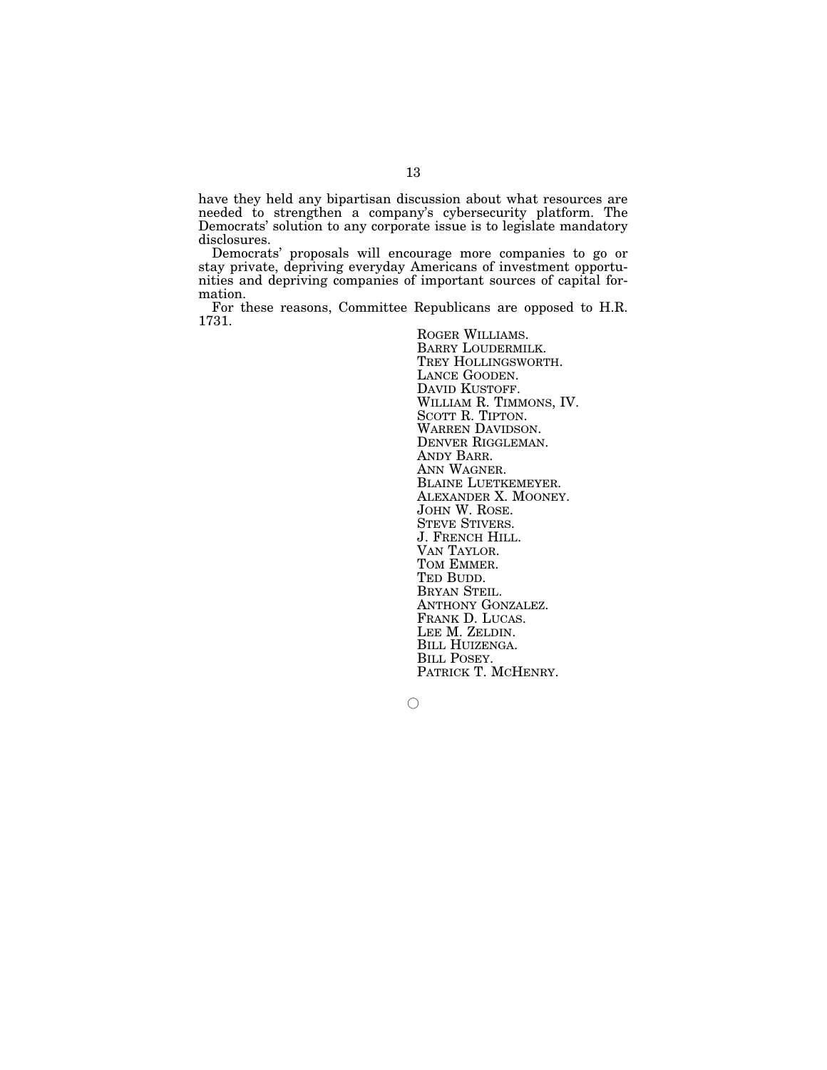have they held any bipartisan discussion about what resources are needed to strengthen a company's cybersecurity platform. The Democrats' solution to any corporate issue is to legislate mandatory disclosures.

Democrats' proposals will encourage more companies to go or stay private, depriving everyday Americans of investment opportunities and depriving companies of important sources of capital formation.

For these reasons, Committee Republicans are opposed to H.R. 1731.

ROGER WILLIAMS.
BARRY LOUDERMILK.
TREY HOLLINGSWORTH.
LANCE GOODEN.
DAVID KUSTOFF.
WILLIAM R. TIMMONS, IV.
SCOTT R. TIPTON.
WARREN DAVIDSON.
DENVER RIGGLEMAN.
ANDY BARR.
ANN WAGNER.
BLAINE LUETKEMEYER.
ALEXANDER X. MOONEY.
JOHN W. ROSE.
STEVE STIVERS.
J. FRENCH HILL.
VAN TAYLOR.
TOM EMMER.
TED BUDD.
BRYAN STEIL.
ANTHONY GONZALEZ.
FRANK D. LUCAS.
LEE M. ZELDIN.
BILL HUIZENGA.
BILL POSEY.
PATRICK T. MCHENRY.

○